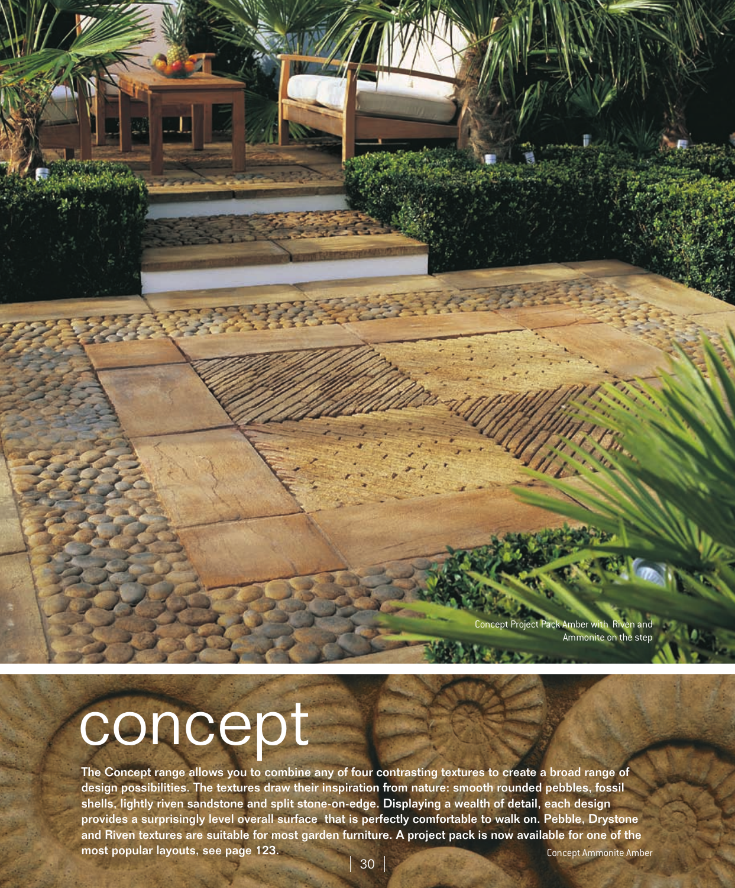Concept Project Pack Amber with Riven and Ammonite on the step

# concept

**The Concept range allows you to combine any of four contrasting textures to create a broad range of design possibilities. The textures draw their inspiration from nature: smooth rounded pebbles, fossil shells, lightly riven sandstone and split stone-on-edge. Displaying a wealth of detail, each design provides a surprisingly level overall surface that is perfectly comfortable to walk on. Pebble, Drystone and Riven textures are suitable for most garden furniture. A project pack is now available for one of the most popular layouts, see page 123.**

Concept Ammonite Amber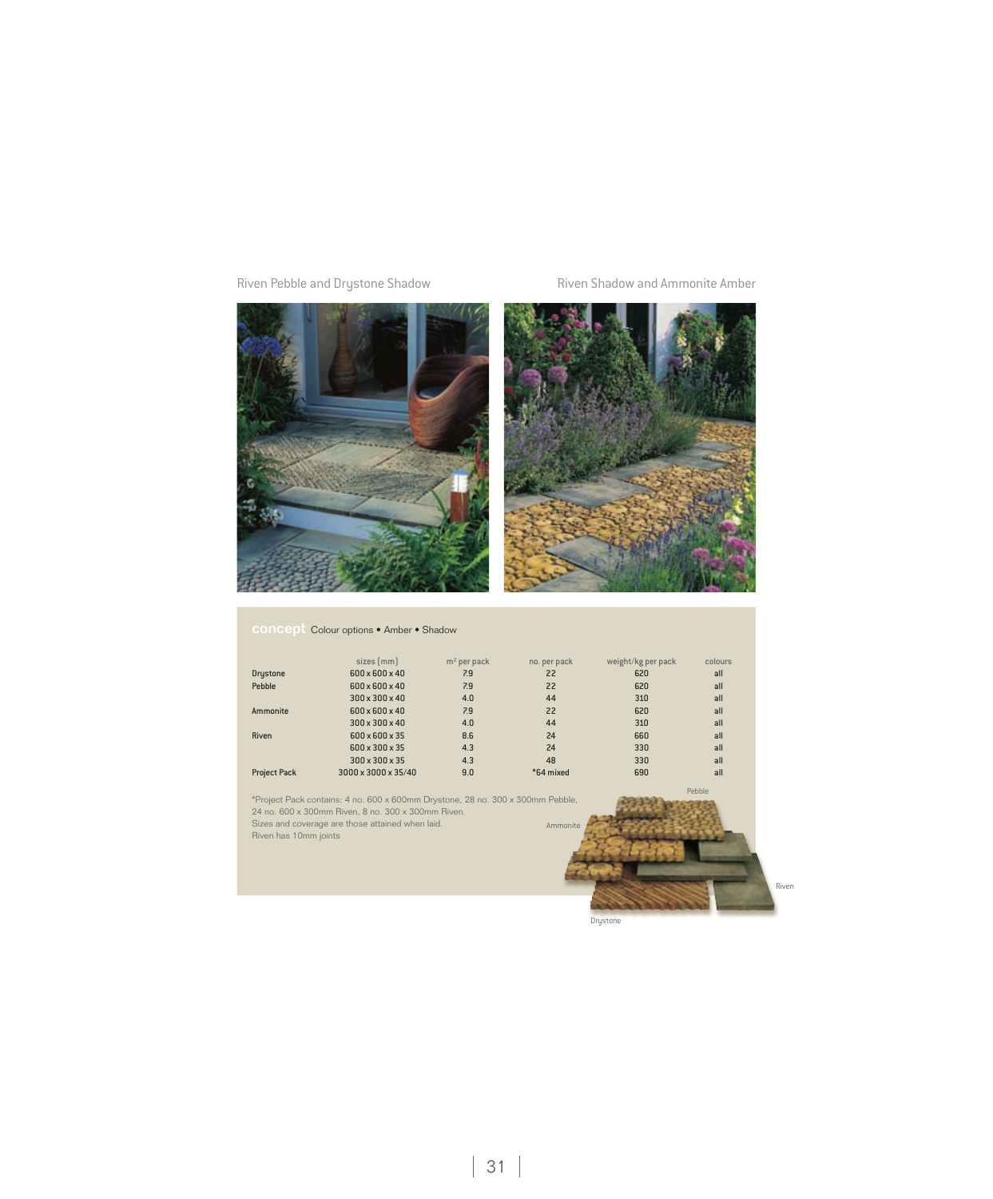Riven Pebble and Drystone Shadow

Riven Shadow and Ammonite Amber

**concept** Colour options • Amber • Shadow

| | sizes (mm) | m² per pack | no. per pack | weight/kg per pack | colours |
|---|---|---|---|---|---|
| Drystone | 600 x 600 x 40 | 7.9 | 22 | 620 | all |
| Pebble | 600 x 600 x 40 | 7.9 | 22 | 620 | all |
| | 300 x 300 x 40 | 4.0 | 44 | 310 | all |
| Ammonite | 600 x 600 x 40 | 7.9 | 22 | 620 | all |
| | 300 x 300 x 40 | 4.0 | 44 | 310 | all |
| Riven | 600 x 600 x 35 | 8.6 | 24 | 660 | all |
| | 600 x 300 x 35 | 4.3 | 24 | 330 | all |
| | 300 x 300 x 35 | 4.3 | 48 | 330 | all |
| Project Pack | 3000 x 3000 x 35/40 | 9.0 | *64 mixed | 690 | all |

*Project Pack contains: 4 no. 600 x 600mm Drystone, 28 no. 300 x 300mm Pebble, 24 no. 600 x 300mm Riven, 8 no. 300 x 300mm Riven.
Sizes and coverage are those attained when laid.
Riven has 10mm joints

Pebble

Ammonite

Riven

Drystone